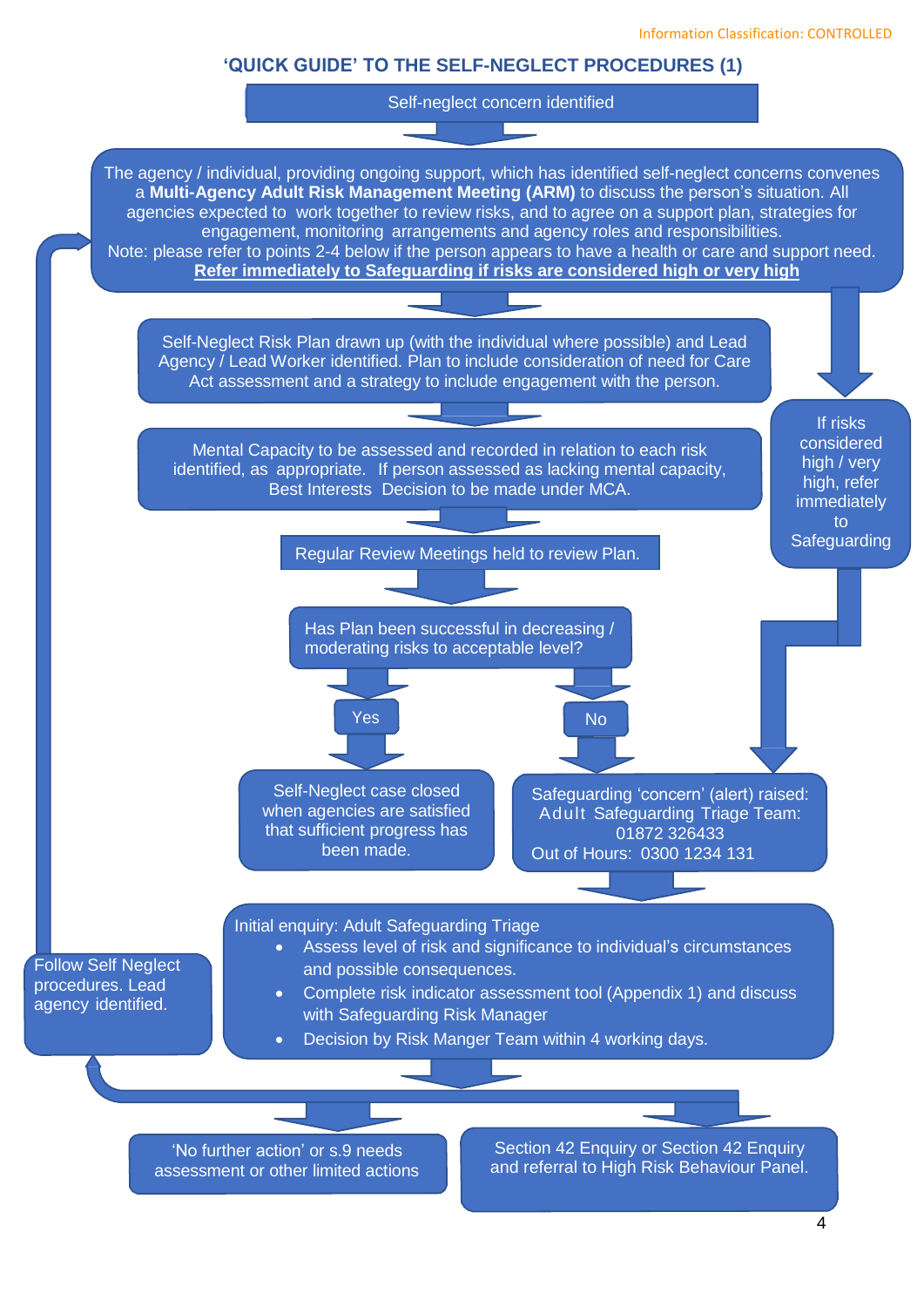Information Classification: CONTROLLED

## 'QUICK GUIDE' TO THE SELF-NEGLECT PROCEDURES (1)

Self-neglect concern identified

The agency / individual, providing ongoing support, which has identified self-neglect concerns convenes a **Multi-Agency Adult Risk Management Meeting (ARM)** to discuss the person's situation. All agencies expected to work together to review risks, and to agree on a support plan, strategies for engagement, monitoring arrangements and agency roles and responsibilities.
Note: please refer to points 2-4 below if the person appears to have a health or care and support need.
**Refer immediately to Safeguarding if risks are considered high or very high**

Self-Neglect Risk Plan drawn up (with the individual where possible) and Lead Agency / Lead Worker identified. Plan to include consideration of need for Care Act assessment and a strategy to include engagement with the person.

Mental Capacity to be assessed and recorded in relation to each risk identified, as appropriate. If person assessed as lacking mental capacity, Best Interests Decision to be made under MCA.

Regular Review Meetings held to review Plan.

Has Plan been successful in decreasing / moderating risks to acceptable level?

Yes

Self-Neglect case closed when agencies are satisfied that sufficient progress has been made.

No

If risks considered high / very high, refer immediately to Safeguarding

Safeguarding 'concern' (alert) raised:
Adult Safeguarding Triage Team: 01872 326433
Out of Hours: 0300 1234 131

Initial enquiry: Adult Safeguarding Triage

- Assess level of risk and significance to individual's circumstances and possible consequences.
- Complete risk indicator assessment tool (Appendix 1) and discuss with Safeguarding Risk Manager
- Decision by Risk Manger Team within 4 working days.

Follow Self Neglect procedures. Lead agency identified.

'No further action' or s.9 needs assessment or other limited actions

Section 42 Enquiry or Section 42 Enquiry and referral to High Risk Behaviour Panel.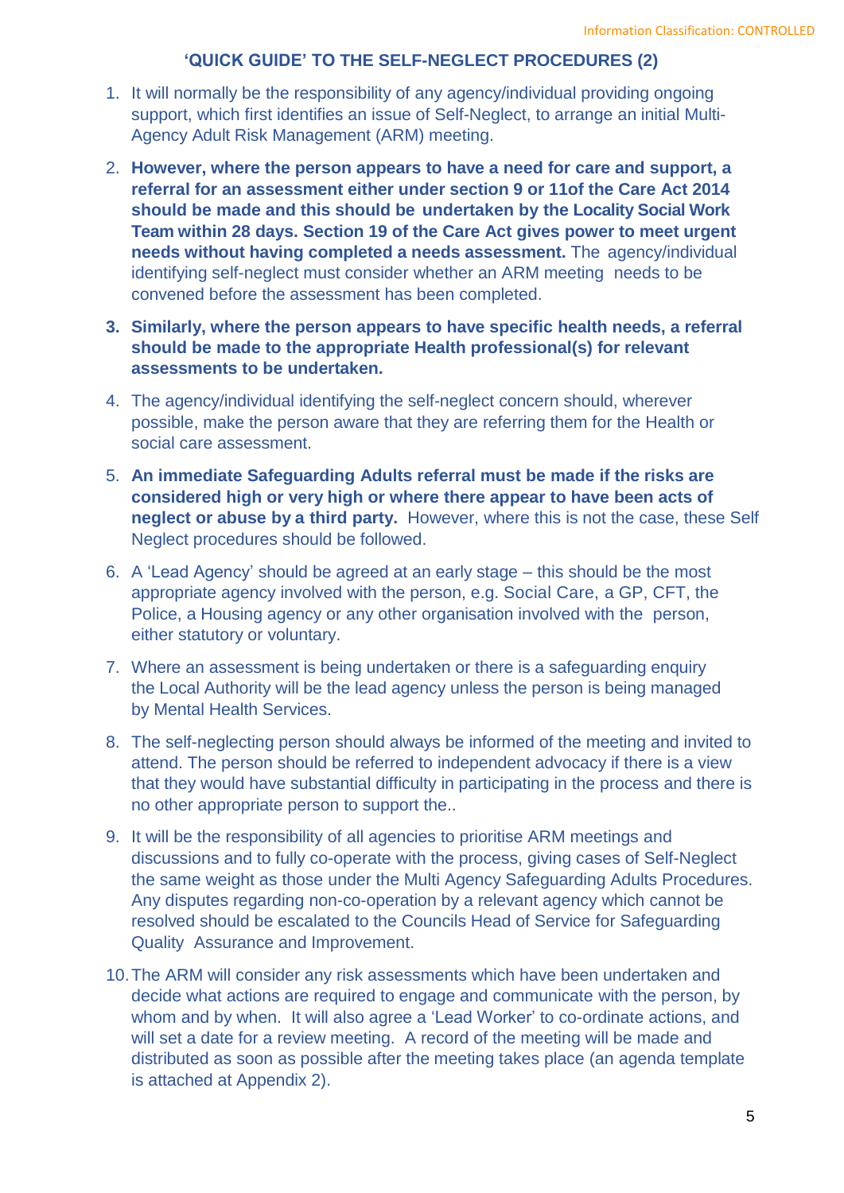## 'QUICK GUIDE' TO THE SELF-NEGLECT PROCEDURES (2)

1. It will normally be the responsibility of any agency/individual providing ongoing support, which first identifies an issue of Self-Neglect, to arrange an initial Multi-Agency Adult Risk Management (ARM) meeting.
2. **However, where the person appears to have a need for care and support, a referral for an assessment either under section 9 or 11of the Care Act 2014 should be made and this should be undertaken by the Locality Social Work Team within 28 days. Section 19 of the Care Act gives power to meet urgent needs without having completed a needs assessment.** The agency/individual identifying self-neglect must consider whether an ARM meeting needs to be convened before the assessment has been completed.
3. **Similarly, where the person appears to have specific health needs, a referral should be made to the appropriate Health professional(s) for relevant assessments to be undertaken.**
4. The agency/individual identifying the self-neglect concern should, wherever possible, make the person aware that they are referring them for the Health or social care assessment.
5. **An immediate Safeguarding Adults referral must be made if the risks are considered high or very high or where there appear to have been acts of neglect or abuse by a third party.** However, where this is not the case, these Self Neglect procedures should be followed.
6. A 'Lead Agency' should be agreed at an early stage – this should be the most appropriate agency involved with the person, e.g. Social Care, a GP, CFT, the Police, a Housing agency or any other organisation involved with the person, either statutory or voluntary.
7. Where an assessment is being undertaken or there is a safeguarding enquiry the Local Authority will be the lead agency unless the person is being managed by Mental Health Services.
8. The self-neglecting person should always be informed of the meeting and invited to attend. The person should be referred to independent advocacy if there is a view that they would have substantial difficulty in participating in the process and there is no other appropriate person to support the..
9. It will be the responsibility of all agencies to prioritise ARM meetings and discussions and to fully co-operate with the process, giving cases of Self-Neglect the same weight as those under the Multi Agency Safeguarding Adults Procedures. Any disputes regarding non-co-operation by a relevant agency which cannot be resolved should be escalated to the Councils Head of Service for Safeguarding Quality Assurance and Improvement.
10. The ARM will consider any risk assessments which have been undertaken and decide what actions are required to engage and communicate with the person, by whom and by when. It will also agree a 'Lead Worker' to co-ordinate actions, and will set a date for a review meeting. A record of the meeting will be made and distributed as soon as possible after the meeting takes place (an agenda template is attached at Appendix 2).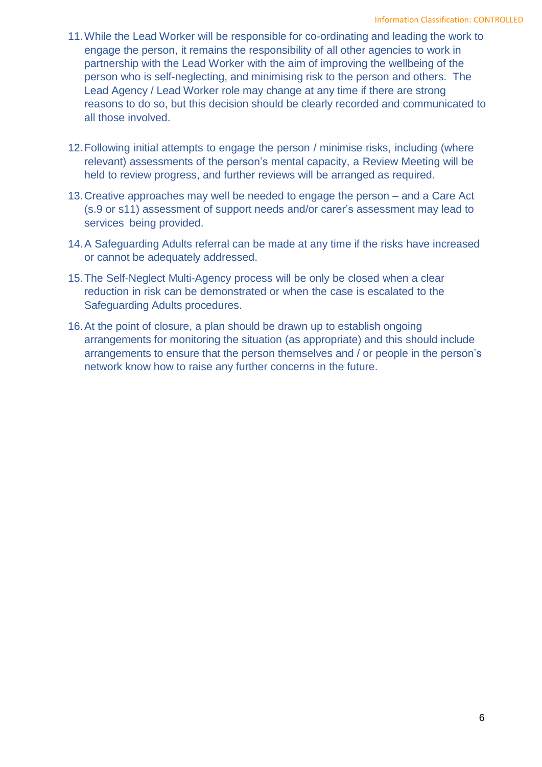11. While the Lead Worker will be responsible for co-ordinating and leading the work to engage the person, it remains the responsibility of all other agencies to work in partnership with the Lead Worker with the aim of improving the wellbeing of the person who is self-neglecting, and minimising risk to the person and others. The Lead Agency / Lead Worker role may change at any time if there are strong reasons to do so, but this decision should be clearly recorded and communicated to all those involved.

12. Following initial attempts to engage the person / minimise risks, including (where relevant) assessments of the person's mental capacity, a Review Meeting will be held to review progress, and further reviews will be arranged as required.

13. Creative approaches may well be needed to engage the person – and a Care Act (s.9 or s11) assessment of support needs and/or carer's assessment may lead to services being provided.

14. A Safeguarding Adults referral can be made at any time if the risks have increased or cannot be adequately addressed.

15. The Self-Neglect Multi-Agency process will be only be closed when a clear reduction in risk can be demonstrated or when the case is escalated to the Safeguarding Adults procedures.

16. At the point of closure, a plan should be drawn up to establish ongoing arrangements for monitoring the situation (as appropriate) and this should include arrangements to ensure that the person themselves and / or people in the person's network know how to raise any further concerns in the future.